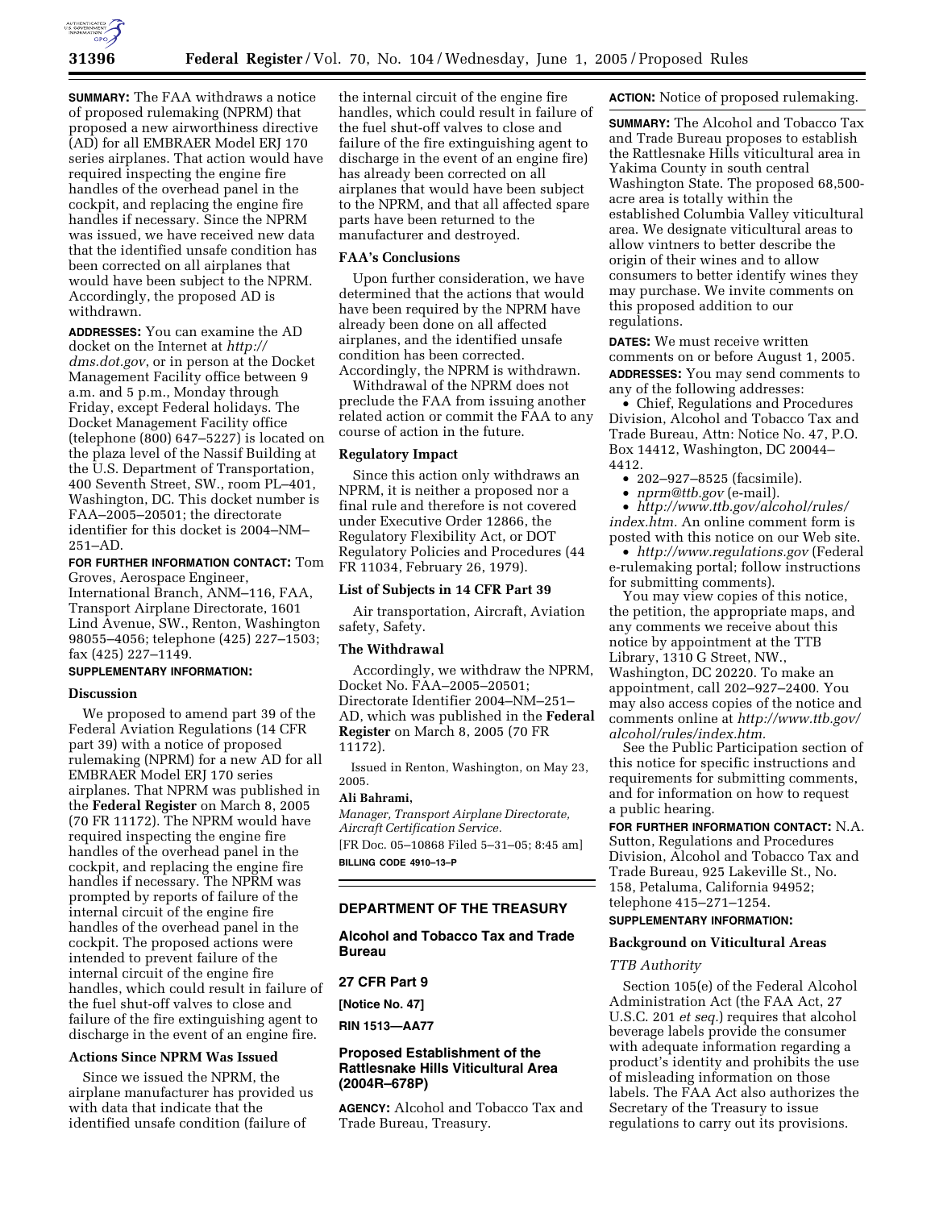**SUMMARY:** The FAA withdraws a notice of proposed rulemaking (NPRM) that proposed a new airworthiness directive (AD) for all EMBRAER Model ERJ 170 series airplanes. That action would have required inspecting the engine fire handles of the overhead panel in the cockpit, and replacing the engine fire handles if necessary. Since the NPRM was issued, we have received new data that the identified unsafe condition has been corrected on all airplanes that would have been subject to the NPRM. Accordingly, the proposed AD is withdrawn.

**ADDRESSES:** You can examine the AD docket on the Internet at *http://dms.dot.gov*, or in person at the Docket Management Facility office between 9 a.m. and 5 p.m., Monday through Friday, except Federal holidays. The Docket Management Facility office (telephone (800) 647–5227) is located on the plaza level of the Nassif Building at the U.S. Department of Transportation, 400 Seventh Street, SW., room PL–401, Washington, DC. This docket number is FAA–2005–20501; the directorate identifier for this docket is 2004–NM–251–AD.

**FOR FURTHER INFORMATION CONTACT:** Tom Groves, Aerospace Engineer, International Branch, ANM–116, FAA, Transport Airplane Directorate, 1601 Lind Avenue, SW., Renton, Washington 98055–4056; telephone (425) 227–1503; fax (425) 227–1149.

**SUPPLEMENTARY INFORMATION:**

### Discussion

We proposed to amend part 39 of the Federal Aviation Regulations (14 CFR part 39) with a notice of proposed rulemaking (NPRM) for a new AD for all EMBRAER Model ERJ 170 series airplanes. That NPRM was published in the **Federal Register** on March 8, 2005 (70 FR 11172). The NPRM would have required inspecting the engine fire handles of the overhead panel in the cockpit, and replacing the engine fire handles if necessary. The NPRM was prompted by reports of failure of the internal circuit of the engine fire handles of the overhead panel in the cockpit. The proposed actions were intended to prevent failure of the internal circuit of the engine fire handles, which could result in failure of the fuel shut-off valves to close and failure of the fire extinguishing agent to discharge in the event of an engine fire.

### Actions Since NPRM Was Issued

Since we issued the NPRM, the airplane manufacturer has provided us with data that indicate that the identified unsafe condition (failure of the internal circuit of the engine fire handles, which could result in failure of the fuel shut-off valves to close and failure of the fire extinguishing agent to discharge in the event of an engine fire) has already been corrected on all airplanes that would have been subject to the NPRM, and that all affected spare parts have been returned to the manufacturer and destroyed.

### FAA's Conclusions

Upon further consideration, we have determined that the actions that would have been required by the NPRM have already been done on all affected airplanes, and the identified unsafe condition has been corrected. Accordingly, the NPRM is withdrawn.

Withdrawal of the NPRM does not preclude the FAA from issuing another related action or commit the FAA to any course of action in the future.

### Regulatory Impact

Since this action only withdraws an NPRM, it is neither a proposed nor a final rule and therefore is not covered under Executive Order 12866, the Regulatory Flexibility Act, or DOT Regulatory Policies and Procedures (44 FR 11034, February 26, 1979).

### List of Subjects in 14 CFR Part 39

Air transportation, Aircraft, Aviation safety, Safety.

### The Withdrawal

Accordingly, we withdraw the NPRM, Docket No. FAA–2005–20501; Directorate Identifier 2004–NM–251–AD, which was published in the **Federal Register** on March 8, 2005 (70 FR 11172).

Issued in Renton, Washington, on May 23, 2005.

**Ali Bahrami,**

*Manager, Transport Airplane Directorate, Aircraft Certification Service.*

[FR Doc. 05–10868 Filed 5–31–05; 8:45 am]

**BILLING CODE 4910–13–P**

## DEPARTMENT OF THE TREASURY

## Alcohol and Tobacco Tax and Trade Bureau

## 27 CFR Part 9

**[Notice No. 47]**

**RIN 1513—AA77**

## Proposed Establishment of the Rattlesnake Hills Viticultural Area (2004R–678P)

**AGENCY:** Alcohol and Tobacco Tax and Trade Bureau, Treasury.

**ACTION:** Notice of proposed rulemaking.

**SUMMARY:** The Alcohol and Tobacco Tax and Trade Bureau proposes to establish the Rattlesnake Hills viticultural area in Yakima County in south central Washington State. The proposed 68,500-acre area is totally within the established Columbia Valley viticultural area. We designate viticultural areas to allow vintners to better describe the origin of their wines and to allow consumers to better identify wines they may purchase. We invite comments on this proposed addition to our regulations.

**DATES:** We must receive written comments on or before August 1, 2005.

**ADDRESSES:** You may send comments to any of the following addresses:

- Chief, Regulations and Procedures Division, Alcohol and Tobacco Tax and Trade Bureau, Attn: Notice No. 47, P.O. Box 14412, Washington, DC 20044–4412.
- 202–927–8525 (facsimile).
- *nprm@ttb.gov* (e-mail).
- *http://www.ttb.gov/alcohol/rules/index.htm.* An online comment form is posted with this notice on our Web site.
- *http://www.regulations.gov* (Federal e-rulemaking portal; follow instructions for submitting comments).

You may view copies of this notice, the petition, the appropriate maps, and any comments we receive about this notice by appointment at the TTB Library, 1310 G Street, NW., Washington, DC 20220. To make an appointment, call 202–927–2400. You may also access copies of the notice and comments online at *http://www.ttb.gov/alcohol/rules/index.htm.*

See the Public Participation section of this notice for specific instructions and requirements for submitting comments, and for information on how to request a public hearing.

**FOR FURTHER INFORMATION CONTACT:** N.A. Sutton, Regulations and Procedures Division, Alcohol and Tobacco Tax and Trade Bureau, 925 Lakeville St., No. 158, Petaluma, California 94952; telephone 415–271–1254.

**SUPPLEMENTARY INFORMATION:**

### Background on Viticultural Areas

*TTB Authority*

Section 105(e) of the Federal Alcohol Administration Act (the FAA Act, 27 U.S.C. 201 *et seq.*) requires that alcohol beverage labels provide the consumer with adequate information regarding a product's identity and prohibits the use of misleading information on those labels. The FAA Act also authorizes the Secretary of the Treasury to issue regulations to carry out its provisions.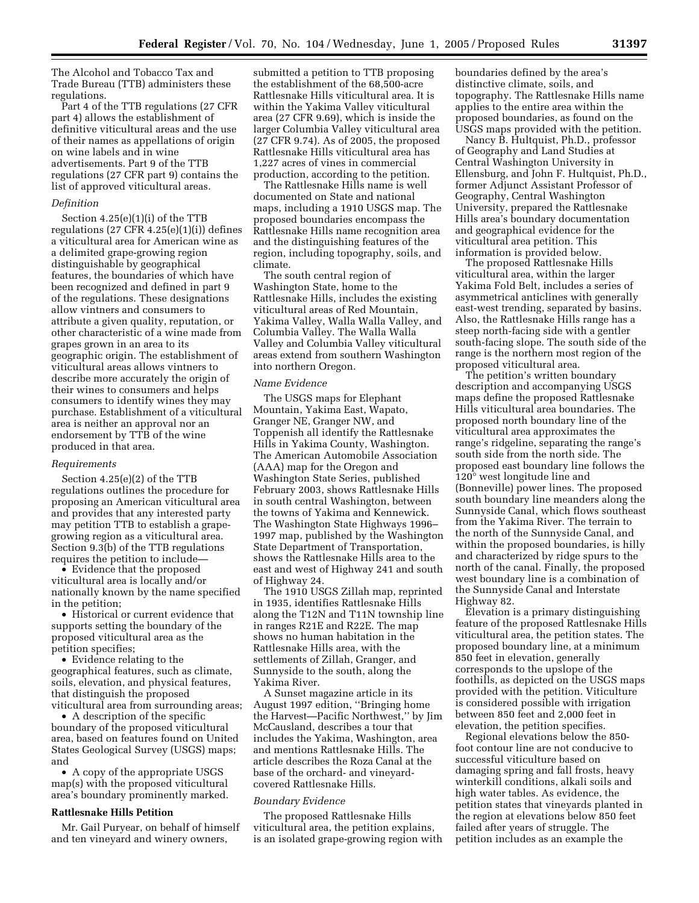The Alcohol and Tobacco Tax and Trade Bureau (TTB) administers these regulations.

Part 4 of the TTB regulations (27 CFR part 4) allows the establishment of definitive viticultural areas and the use of their names as appellations of origin on wine labels and in wine advertisements. Part 9 of the TTB regulations (27 CFR part 9) contains the list of approved viticultural areas.

### *Definition*

Section 4.25(e)(1)(i) of the TTB regulations (27 CFR 4.25(e)(1)(i)) defines a viticultural area for American wine as a delimited grape-growing region distinguishable by geographical features, the boundaries of which have been recognized and defined in part 9 of the regulations. These designations allow vintners and consumers to attribute a given quality, reputation, or other characteristic of a wine made from grapes grown in an area to its geographic origin. The establishment of viticultural areas allows vintners to describe more accurately the origin of their wines to consumers and helps consumers to identify wines they may purchase. Establishment of a viticultural area is neither an approval nor an endorsement by TTB of the wine produced in that area.

### *Requirements*

Section 4.25(e)(2) of the TTB regulations outlines the procedure for proposing an American viticultural area and provides that any interested party may petition TTB to establish a grape-growing region as a viticultural area. Section 9.3(b) of the TTB regulations requires the petition to include—

- Evidence that the proposed viticultural area is locally and/or nationally known by the name specified in the petition;
- Historical or current evidence that supports setting the boundary of the proposed viticultural area as the petition specifies;
- Evidence relating to the geographical features, such as climate, soils, elevation, and physical features, that distinguish the proposed viticultural area from surrounding areas;
- A description of the specific boundary of the proposed viticultural area, based on features found on United States Geological Survey (USGS) maps; and
- A copy of the appropriate USGS map(s) with the proposed viticultural area's boundary prominently marked.

## Rattlesnake Hills Petition

Mr. Gail Puryear, on behalf of himself and ten vineyard and winery owners, submitted a petition to TTB proposing the establishment of the 68,500-acre Rattlesnake Hills viticultural area. It is within the Yakima Valley viticultural area (27 CFR 9.69), which is inside the larger Columbia Valley viticultural area (27 CFR 9.74). As of 2005, the proposed Rattlesnake Hills viticultural area has 1,227 acres of vines in commercial production, according to the petition.

The Rattlesnake Hills name is well documented on State and national maps, including a 1910 USGS map. The proposed boundaries encompass the Rattlesnake Hills name recognition area and the distinguishing features of the region, including topography, soils, and climate.

The south central region of Washington State, home to the Rattlesnake Hills, includes the existing viticultural areas of Red Mountain, Yakima Valley, Walla Walla Valley, and Columbia Valley. The Walla Walla Valley and Columbia Valley viticultural areas extend from southern Washington into northern Oregon.

### *Name Evidence*

The USGS maps for Elephant Mountain, Yakima East, Wapato, Granger NE, Granger NW, and Toppenish all identify the Rattlesnake Hills in Yakima County, Washington. The American Automobile Association (AAA) map for the Oregon and Washington State Series, published February 2003, shows Rattlesnake Hills in south central Washington, between the towns of Yakima and Kennewick. The Washington State Highways 1996–1997 map, published by the Washington State Department of Transportation, shows the Rattlesnake Hills area to the east and west of Highway 241 and south of Highway 24.

The 1910 USGS Zillah map, reprinted in 1935, identifies Rattlesnake Hills along the T12N and T11N township line in ranges R21E and R22E. The map shows no human habitation in the Rattlesnake Hills area, with the settlements of Zillah, Granger, and Sunnyside to the south, along the Yakima River.

A Sunset magazine article in its August 1997 edition, ''Bringing home the Harvest—Pacific Northwest,'' by Jim McCausland, describes a tour that includes the Yakima, Washington, area and mentions Rattlesnake Hills. The article describes the Roza Canal at the base of the orchard- and vineyard-covered Rattlesnake Hills.

### *Boundary Evidence*

The proposed Rattlesnake Hills viticultural area, the petition explains, is an isolated grape-growing region with boundaries defined by the area's distinctive climate, soils, and topography. The Rattlesnake Hills name applies to the entire area within the proposed boundaries, as found on the USGS maps provided with the petition.

Nancy B. Hultquist, Ph.D., professor of Geography and Land Studies at Central Washington University in Ellensburg, and John F. Hultquist, Ph.D., former Adjunct Assistant Professor of Geography, Central Washington University, prepared the Rattlesnake Hills area's boundary documentation and geographical evidence for the viticultural area petition. This information is provided below.

The proposed Rattlesnake Hills viticultural area, within the larger Yakima Fold Belt, includes a series of asymmetrical anticlines with generally east-west trending, separated by basins. Also, the Rattlesnake Hills range has a steep north-facing side with a gentler south-facing slope. The south side of the range is the northern most region of the proposed viticultural area.

The petition's written boundary description and accompanying USGS maps define the proposed Rattlesnake Hills viticultural area boundaries. The proposed north boundary line of the viticultural area approximates the range's ridgeline, separating the range's south side from the north side. The proposed east boundary line follows the 120° west longitude line and (Bonneville) power lines. The proposed south boundary line meanders along the Sunnyside Canal, which flows southeast from the Yakima River. The terrain to the north of the Sunnyside Canal, and within the proposed boundaries, is hilly and characterized by ridge spurs to the north of the canal. Finally, the proposed west boundary line is a combination of the Sunnyside Canal and Interstate Highway 82.

Elevation is a primary distinguishing feature of the proposed Rattlesnake Hills viticultural area, the petition states. The proposed boundary line, at a minimum 850 feet in elevation, generally corresponds to the upslope of the foothills, as depicted on the USGS maps provided with the petition. Viticulture is considered possible with irrigation between 850 feet and 2,000 feet in elevation, the petition specifies.

Regional elevations below the 850-foot contour line are not conducive to successful viticulture based on damaging spring and fall frosts, heavy winterkill conditions, alkali soils and high water tables. As evidence, the petition states that vineyards planted in the region at elevations below 850 feet failed after years of struggle. The petition includes as an example the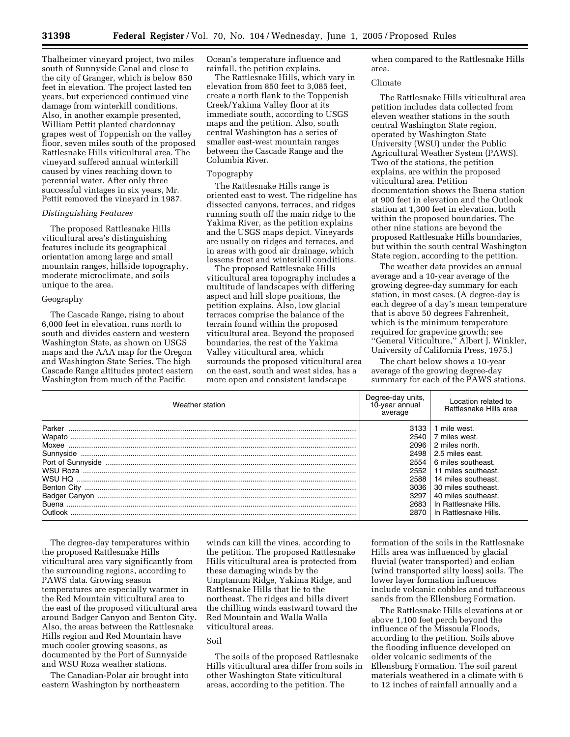Thalheimer vineyard project, two miles south of Sunnyside Canal and close to the city of Granger, which is below 850 feet in elevation. The project lasted ten years, but experienced continued vine damage from winterkill conditions. Also, in another example presented, William Pettit planted chardonnay grapes west of Toppenish on the valley floor, seven miles south of the proposed Rattlesnake Hills viticultural area. The vineyard suffered annual winterkill caused by vines reaching down to perennial water. After only three successful vintages in six years, Mr. Pettit removed the vineyard in 1987.

*Distinguishing Features*

The proposed Rattlesnake Hills viticultural area's distinguishing features include its geographical orientation among large and small mountain ranges, hillside topography, moderate microclimate, and soils unique to the area.

Geography

The Cascade Range, rising to about 6,000 feet in elevation, runs north to south and divides eastern and western Washington State, as shown on USGS maps and the AAA map for the Oregon and Washington State Series. The high Cascade Range altitudes protect eastern Washington from much of the Pacific Ocean's temperature influence and rainfall, the petition explains.

The Rattlesnake Hills, which vary in elevation from 850 feet to 3,085 feet, create a north flank to the Toppenish Creek/Yakima Valley floor at its immediate south, according to USGS maps and the petition. Also, south central Washington has a series of smaller east-west mountain ranges between the Cascade Range and the Columbia River.

Topography

The Rattlesnake Hills range is oriented east to west. The ridgeline has dissected canyons, terraces, and ridges running south off the main ridge to the Yakima River, as the petition explains and the USGS maps depict. Vineyards are usually on ridges and terraces, and in areas with good air drainage, which lessens frost and winterkill conditions.

The proposed Rattlesnake Hills viticultural area topography includes a multitude of landscapes with differing aspect and hill slope positions, the petition explains. Also, low glacial terraces comprise the balance of the terrain found within the proposed viticultural area. Beyond the proposed boundaries, the rest of the Yakima Valley viticultural area, which surrounds the proposed viticultural area on the east, south and west sides, has a more open and consistent landscape when compared to the Rattlesnake Hills area.

Climate

The Rattlesnake Hills viticultural area petition includes data collected from eleven weather stations in the south central Washington State region, operated by Washington State University (WSU) under the Public Agricultural Weather System (PAWS). Two of the stations, the petition explains, are within the proposed viticultural area. Petition documentation shows the Buena station at 900 feet in elevation and the Outlook station at 1,300 feet in elevation, both within the proposed boundaries. The other nine stations are beyond the proposed Rattlesnake Hills boundaries, but within the south central Washington State region, according to the petition.

The weather data provides an annual average and a 10-year average of the growing degree-day summary for each station, in most cases. (A degree-day is each degree of a day's mean temperature that is above 50 degrees Fahrenheit, which is the minimum temperature required for grapevine growth; see "General Viticulture," Albert J. Winkler, University of California Press, 1975.)

The chart below shows a 10-year average of the growing degree-day summary for each of the PAWS stations.

| Weather station | Degree-day units, 10-year annual average | Location related to Rattlesnake Hills area |
|---|---|---|
| Parker | 3133 | 1 mile west. |
| Wapato | 2540 | 7 miles west. |
| Moxee | 2096 | 2 miles north. |
| Sunnyside | 2498 | 2.5 miles east. |
| Port of Sunnyside | 2554 | 6 miles southeast. |
| WSU Roza | 2552 | 11 miles southeast. |
| WSU HQ | 2588 | 14 miles southeast. |
| Benton City | 3036 | 30 miles southeast. |
| Badger Canyon | 3297 | 40 miles southeast. |
| Buena | 2683 | In Rattlesnake Hills. |
| Outlook | 2870 | In Rattlesnake Hills. |

The degree-day temperatures within the proposed Rattlesnake Hills viticultural area vary significantly from the surrounding regions, according to PAWS data. Growing season temperatures are especially warmer in the Red Mountain viticultural area to the east of the proposed viticultural area around Badger Canyon and Benton City. Also, the areas between the Rattlesnake Hills region and Red Mountain have much cooler growing seasons, as documented by the Port of Sunnyside and WSU Roza weather stations.

The Canadian-Polar air brought into eastern Washington by northeastern winds can kill the vines, according to the petition. The proposed Rattlesnake Hills viticultural area is protected from these damaging winds by the Umptanum Ridge, Yakima Ridge, and Rattlesnake Hills that lie to the northeast. The ridges and hills divert the chilling winds eastward toward the Red Mountain and Walla Walla viticultural areas.

Soil

The soils of the proposed Rattlesnake Hills viticultural area differ from soils in other Washington State viticultural areas, according to the petition. The formation of the soils in the Rattlesnake Hills area was influenced by glacial fluvial (water transported) and eolian (wind transported silty loess) soils. The lower layer formation influences include volcanic cobbles and tuffaceous sands from the Ellensburg Formation.

The Rattlesnake Hills elevations at or above 1,100 feet perch beyond the influence of the Missoula Floods, according to the petition. Soils above the flooding influence developed on older volcanic sediments of the Ellensburg Formation. The soil parent materials weathered in a climate with 6 to 12 inches of rainfall annually and a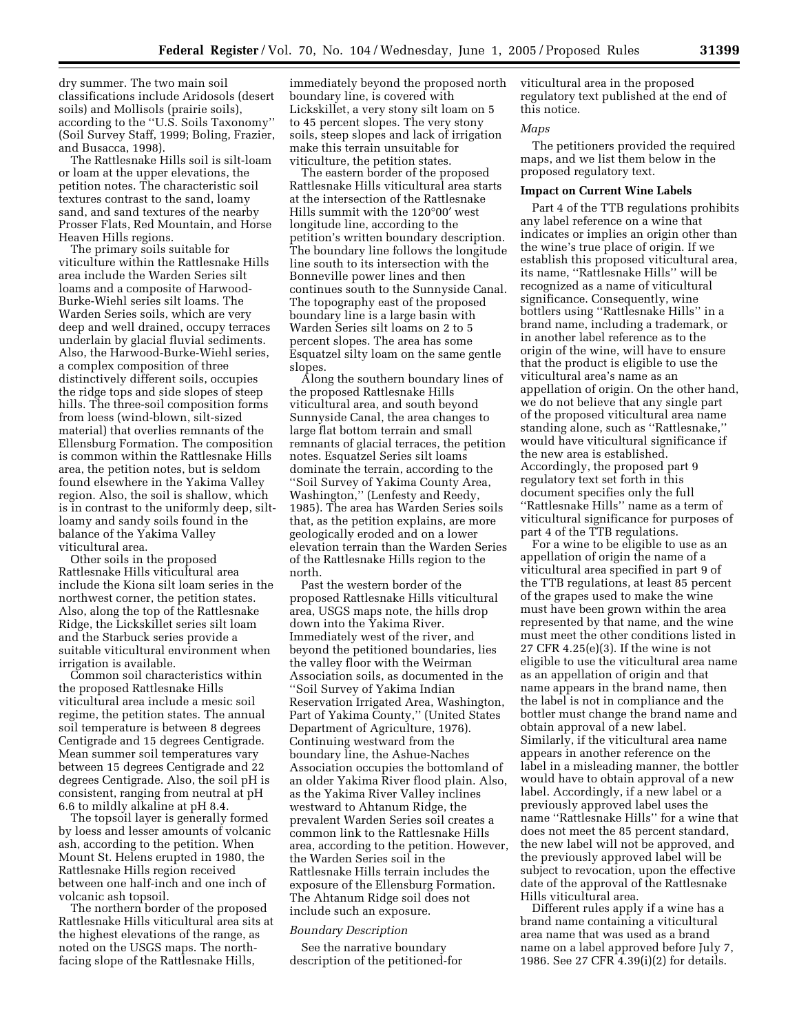dry summer. The two main soil classifications include Aridosols (desert soils) and Mollisols (prairie soils), according to the ''U.S. Soils Taxonomy'' (Soil Survey Staff, 1999; Boling, Frazier, and Busacca, 1998).

The Rattlesnake Hills soil is silt-loam or loam at the upper elevations, the petition notes. The characteristic soil textures contrast to the sand, loamy sand, and sand textures of the nearby Prosser Flats, Red Mountain, and Horse Heaven Hills regions.

The primary soils suitable for viticulture within the Rattlesnake Hills area include the Warden Series silt loams and a composite of Harwood-Burke-Wiehl series silt loams. The Warden Series soils, which are very deep and well drained, occupy terraces underlain by glacial fluvial sediments. Also, the Harwood-Burke-Wiehl series, a complex composition of three distinctively different soils, occupies the ridge tops and side slopes of steep hills. The three-soil composition forms from loess (wind-blown, silt-sized material) that overlies remnants of the Ellensburg Formation. The composition is common within the Rattlesnake Hills area, the petition notes, but is seldom found elsewhere in the Yakima Valley region. Also, the soil is shallow, which is in contrast to the uniformly deep, silt-loamy and sandy soils found in the balance of the Yakima Valley viticultural area.

Other soils in the proposed Rattlesnake Hills viticultural area include the Kiona silt loam series in the northwest corner, the petition states. Also, along the top of the Rattlesnake Ridge, the Lickskillet series silt loam and the Starbuck series provide a suitable viticultural environment when irrigation is available.

Common soil characteristics within the proposed Rattlesnake Hills viticultural area include a mesic soil regime, the petition states. The annual soil temperature is between 8 degrees Centigrade and 15 degrees Centigrade. Mean summer soil temperatures vary between 15 degrees Centigrade and 22 degrees Centigrade. Also, the soil pH is consistent, ranging from neutral at pH 6.6 to mildly alkaline at pH 8.4.

The topsoil layer is generally formed by loess and lesser amounts of volcanic ash, according to the petition. When Mount St. Helens erupted in 1980, the Rattlesnake Hills region received between one half-inch and one inch of volcanic ash topsoil.

The northern border of the proposed Rattlesnake Hills viticultural area sits at the highest elevations of the range, as noted on the USGS maps. The north-facing slope of the Rattlesnake Hills, immediately beyond the proposed north boundary line, is covered with Lickskillet, a very stony silt loam on 5 to 45 percent slopes. The very stony soils, steep slopes and lack of irrigation make this terrain unsuitable for viticulture, the petition states.

The eastern border of the proposed Rattlesnake Hills viticultural area starts at the intersection of the Rattlesnake Hills summit with the 120°00′ west longitude line, according to the petition's written boundary description. The boundary line follows the longitude line south to its intersection with the Bonneville power lines and then continues south to the Sunnyside Canal. The topography east of the proposed boundary line is a large basin with Warden Series silt loams on 2 to 5 percent slopes. The area has some Esquatzel silty loam on the same gentle slopes.

Along the southern boundary lines of the proposed Rattlesnake Hills viticultural area, and south beyond Sunnyside Canal, the area changes to large flat bottom terrain and small remnants of glacial terraces, the petition notes. Esquatzel Series silt loams dominate the terrain, according to the ''Soil Survey of Yakima County Area, Washington,'' (Lenfesty and Reedy, 1985). The area has Warden Series soils that, as the petition explains, are more geologically eroded and on a lower elevation terrain than the Warden Series of the Rattlesnake Hills region to the north.

Past the western border of the proposed Rattlesnake Hills viticultural area, USGS maps note, the hills drop down into the Yakima River. Immediately west of the river, and beyond the petitioned boundaries, lies the valley floor with the Weirman Association soils, as documented in the ''Soil Survey of Yakima Indian Reservation Irrigated Area, Washington, Part of Yakima County,'' (United States Department of Agriculture, 1976). Continuing westward from the boundary line, the Ashue-Naches Association occupies the bottomland of an older Yakima River flood plain. Also, as the Yakima River Valley inclines westward to Ahtanum Ridge, the prevalent Warden Series soil creates a common link to the Rattlesnake Hills area, according to the petition. However, the Warden Series soil in the Rattlesnake Hills terrain includes the exposure of the Ellensburg Formation. The Ahtanum Ridge soil does not include such an exposure.

*Boundary Description*

See the narrative boundary description of the petitioned-for viticultural area in the proposed regulatory text published at the end of this notice.

*Maps*

The petitioners provided the required maps, and we list them below in the proposed regulatory text.

**Impact on Current Wine Labels**

Part 4 of the TTB regulations prohibits any label reference on a wine that indicates or implies an origin other than the wine's true place of origin. If we establish this proposed viticultural area, its name, ''Rattlesnake Hills'' will be recognized as a name of viticultural significance. Consequently, wine bottlers using ''Rattlesnake Hills'' in a brand name, including a trademark, or in another label reference as to the origin of the wine, will have to ensure that the product is eligible to use the viticultural area's name as an appellation of origin. On the other hand, we do not believe that any single part of the proposed viticultural area name standing alone, such as ''Rattlesnake,'' would have viticultural significance if the new area is established. Accordingly, the proposed part 9 regulatory text set forth in this document specifies only the full ''Rattlesnake Hills'' name as a term of viticultural significance for purposes of part 4 of the TTB regulations.

For a wine to be eligible to use as an appellation of origin the name of a viticultural area specified in part 9 of the TTB regulations, at least 85 percent of the grapes used to make the wine must have been grown within the area represented by that name, and the wine must meet the other conditions listed in 27 CFR 4.25(e)(3). If the wine is not eligible to use the viticultural area name as an appellation of origin and that name appears in the brand name, then the label is not in compliance and the bottler must change the brand name and obtain approval of a new label. Similarly, if the viticultural area name appears in another reference on the label in a misleading manner, the bottler would have to obtain approval of a new label. Accordingly, if a new label or a previously approved label uses the name ''Rattlesnake Hills'' for a wine that does not meet the 85 percent standard, the new label will not be approved, and the previously approved label will be subject to revocation, upon the effective date of the approval of the Rattlesnake Hills viticultural area.

Different rules apply if a wine has a brand name containing a viticultural area name that was used as a brand name on a label approved before July 7, 1986. See 27 CFR 4.39(i)(2) for details.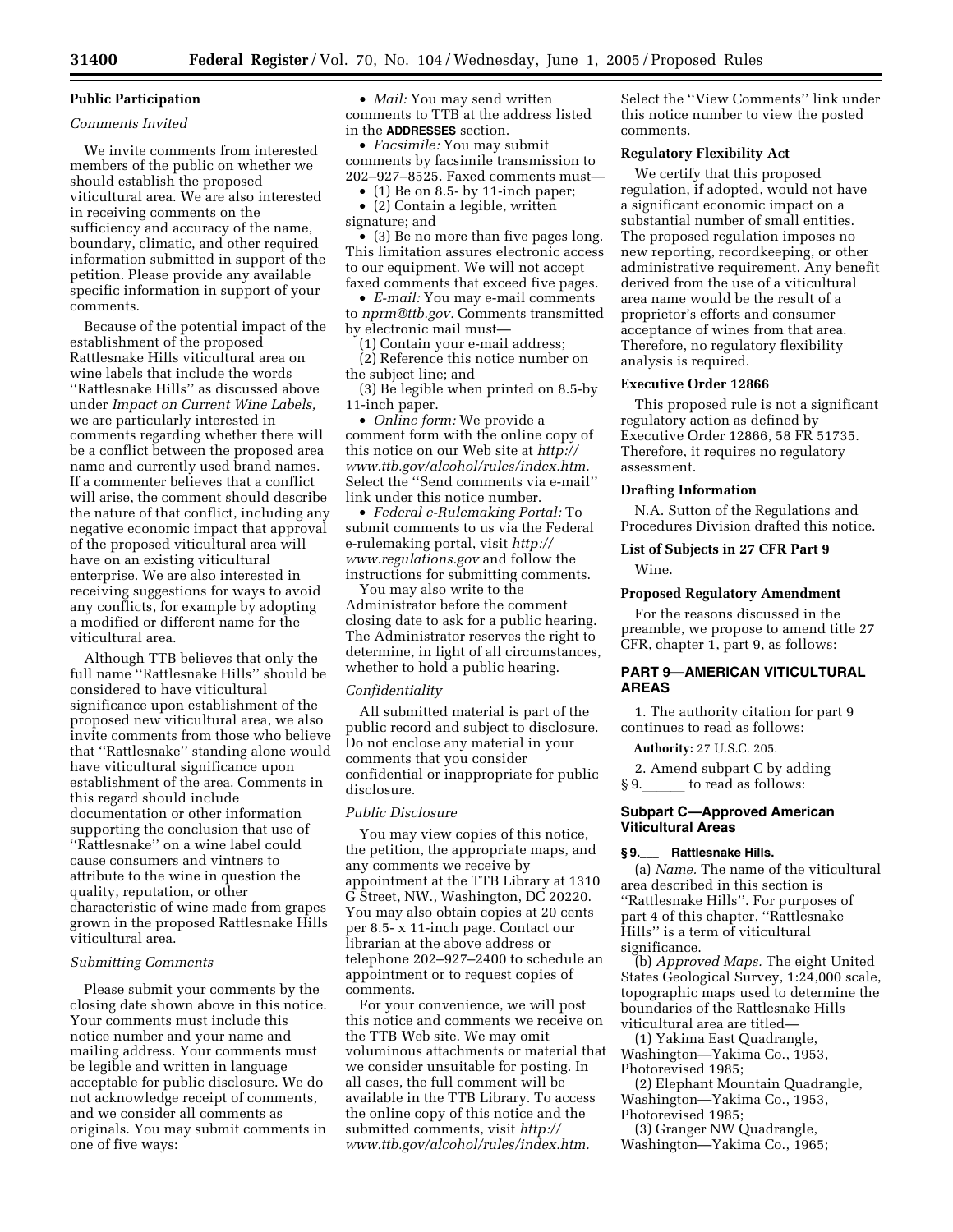## Public Participation

### *Comments Invited*

We invite comments from interested members of the public on whether we should establish the proposed viticultural area. We are also interested in receiving comments on the sufficiency and accuracy of the name, boundary, climatic, and other required information submitted in support of the petition. Please provide any available specific information in support of your comments.

Because of the potential impact of the establishment of the proposed Rattlesnake Hills viticultural area on wine labels that include the words ''Rattlesnake Hills'' as discussed above under *Impact on Current Wine Labels,* we are particularly interested in comments regarding whether there will be a conflict between the proposed area name and currently used brand names. If a commenter believes that a conflict will arise, the comment should describe the nature of that conflict, including any negative economic impact that approval of the proposed viticultural area will have on an existing viticultural enterprise. We are also interested in receiving suggestions for ways to avoid any conflicts, for example by adopting a modified or different name for the viticultural area.

Although TTB believes that only the full name ''Rattlesnake Hills'' should be considered to have viticultural significance upon establishment of the proposed new viticultural area, we also invite comments from those who believe that ''Rattlesnake'' standing alone would have viticultural significance upon establishment of the area. Comments in this regard should include documentation or other information supporting the conclusion that use of ''Rattlesnake'' on a wine label could cause consumers and vintners to attribute to the wine in question the quality, reputation, or other characteristic of wine made from grapes grown in the proposed Rattlesnake Hills viticultural area.

### *Submitting Comments*

Please submit your comments by the closing date shown above in this notice. Your comments must include this notice number and your name and mailing address. Your comments must be legible and written in language acceptable for public disclosure. We do not acknowledge receipt of comments, and we consider all comments as originals. You may submit comments in one of five ways:

- *Mail:* You may send written comments to TTB at the address listed in the **ADDRESSES** section.
- *Facsimile:* You may submit comments by facsimile transmission to 202–927–8525. Faxed comments must—
  - (1) Be on 8.5- by 11-inch paper;
  - (2) Contain a legible, written signature; and
  - (3) Be no more than five pages long. This limitation assures electronic access to our equipment. We will not accept faxed comments that exceed five pages.
- *E-mail:* You may e-mail comments to *nprm@ttb.gov.* Comments transmitted by electronic mail must—

  (1) Contain your e-mail address;

  (2) Reference this notice number on the subject line; and

  (3) Be legible when printed on 8.5-by 11-inch paper.
- *Online form:* We provide a comment form with the online copy of this notice on our Web site at *http://www.ttb.gov/alcohol/rules/index.htm.* Select the ''Send comments via e-mail'' link under this notice number.
- *Federal e-Rulemaking Portal:* To submit comments to us via the Federal e-rulemaking portal, visit *http://www.regulations.gov* and follow the instructions for submitting comments.

You may also write to the Administrator before the comment closing date to ask for a public hearing. The Administrator reserves the right to determine, in light of all circumstances, whether to hold a public hearing.

### *Confidentiality*

All submitted material is part of the public record and subject to disclosure. Do not enclose any material in your comments that you consider confidential or inappropriate for public disclosure.

### *Public Disclosure*

You may view copies of this notice, the petition, the appropriate maps, and any comments we receive by appointment at the TTB Library at 1310 G Street, NW., Washington, DC 20220. You may also obtain copies at 20 cents per 8.5- x 11-inch page. Contact our librarian at the above address or telephone 202–927–2400 to schedule an appointment or to request copies of comments.

For your convenience, we will post this notice and comments we receive on the TTB Web site. We may omit voluminous attachments or material that we consider unsuitable for posting. In all cases, the full comment will be available in the TTB Library. To access the online copy of this notice and the submitted comments, visit *http://www.ttb.gov/alcohol/rules/index.htm.* Select the ''View Comments'' link under this notice number to view the posted comments.

## Regulatory Flexibility Act

We certify that this proposed regulation, if adopted, would not have a significant economic impact on a substantial number of small entities. The proposed regulation imposes no new reporting, recordkeeping, or other administrative requirement. Any benefit derived from the use of a viticultural area name would be the result of a proprietor's efforts and consumer acceptance of wines from that area. Therefore, no regulatory flexibility analysis is required.

## Executive Order 12866

This proposed rule is not a significant regulatory action as defined by Executive Order 12866, 58 FR 51735. Therefore, it requires no regulatory assessment.

## Drafting Information

N.A. Sutton of the Regulations and Procedures Division drafted this notice.

## List of Subjects in 27 CFR Part 9

Wine.

## Proposed Regulatory Amendment

For the reasons discussed in the preamble, we propose to amend title 27 CFR, chapter 1, part 9, as follows:

## PART 9—AMERICAN VITICULTURAL AREAS

1. The authority citation for part 9 continues to read as follows:

**Authority:** 27 U.S.C. 205.

2. Amend subpart C by adding § 9.\_\_\_\_\_\_ to read as follows:

### Subpart C—Approved American Viticultural Areas

**§ 9.\_\_\_ Rattlesnake Hills.**

(a) *Name.* The name of the viticultural area described in this section is ''Rattlesnake Hills''. For purposes of part 4 of this chapter, ''Rattlesnake Hills'' is a term of viticultural significance.

(b) *Approved Maps.* The eight United States Geological Survey, 1:24,000 scale, topographic maps used to determine the boundaries of the Rattlesnake Hills viticultural area are titled—

(1) Yakima East Quadrangle, Washington—Yakima Co., 1953, Photorevised 1985;

(2) Elephant Mountain Quadrangle, Washington—Yakima Co., 1953, Photorevised 1985;

(3) Granger NW Quadrangle, Washington—Yakima Co., 1965;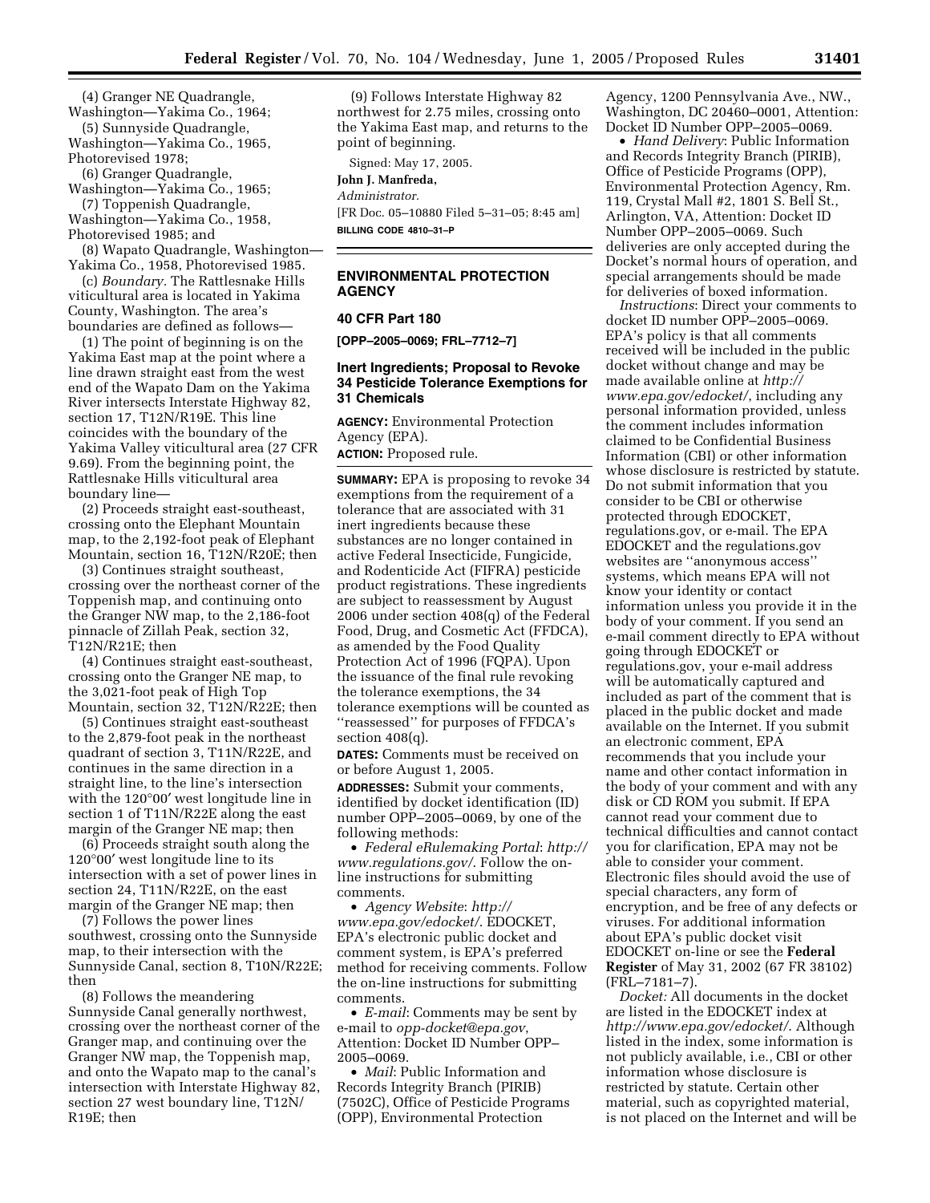(4) Granger NE Quadrangle, Washington—Yakima Co., 1964;

(5) Sunnyside Quadrangle, Washington—Yakima Co., 1965, Photorevised 1978;

(6) Granger Quadrangle, Washington—Yakima Co., 1965;

(7) Toppenish Quadrangle, Washington—Yakima Co., 1958, Photorevised 1985; and

(8) Wapato Quadrangle, Washington—Yakima Co., 1958, Photorevised 1985.

(c) *Boundary.* The Rattlesnake Hills viticultural area is located in Yakima County, Washington. The area's boundaries are defined as follows—

(1) The point of beginning is on the Yakima East map at the point where a line drawn straight east from the west end of the Wapato Dam on the Yakima River intersects Interstate Highway 82, section 17, T12N/R19E. This line coincides with the boundary of the Yakima Valley viticultural area (27 CFR 9.69). From the beginning point, the Rattlesnake Hills viticultural area boundary line—

(2) Proceeds straight east-southeast, crossing onto the Elephant Mountain map, to the 2,192-foot peak of Elephant Mountain, section 16, T12N/R20E; then

(3) Continues straight southeast, crossing over the northeast corner of the Toppenish map, and continuing onto the Granger NW map, to the 2,186-foot pinnacle of Zillah Peak, section 32, T12N/R21E; then

(4) Continues straight east-southeast, crossing onto the Granger NE map, to the 3,021-foot peak of High Top Mountain, section 32, T12N/R22E; then

(5) Continues straight east-southeast to the 2,879-foot peak in the northeast quadrant of section 3, T11N/R22E, and continues in the same direction in a straight line, to the line's intersection with the 120°00′ west longitude line in section 1 of T11N/R22E along the east margin of the Granger NE map; then

(6) Proceeds straight south along the 120°00′ west longitude line to its intersection with a set of power lines in section 24, T11N/R22E, on the east margin of the Granger NE map; then

(7) Follows the power lines southwest, crossing onto the Sunnyside map, to their intersection with the Sunnyside Canal, section 8, T10N/R22E; then

(8) Follows the meandering Sunnyside Canal generally northwest, crossing over the northeast corner of the Granger map, and continuing over the Granger NW map, the Toppenish map, and onto the Wapato map to the canal's intersection with Interstate Highway 82, section 27 west boundary line, T12N/R19E; then

(9) Follows Interstate Highway 82 northwest for 2.75 miles, crossing onto the Yakima East map, and returns to the point of beginning.

Signed: May 17, 2005.

**John J. Manfreda,**

*Administrator.*

[FR Doc. 05–10880 Filed 5–31–05; 8:45 am]

**BILLING CODE 4810–31–P**

## ENVIRONMENTAL PROTECTION AGENCY

### 40 CFR Part 180

**[OPP–2005–0069; FRL–7712–7]**

### Inert Ingredients; Proposal to Revoke 34 Pesticide Tolerance Exemptions for 31 Chemicals

**AGENCY:** Environmental Protection Agency (EPA).

**ACTION:** Proposed rule.

**SUMMARY:** EPA is proposing to revoke 34 exemptions from the requirement of a tolerance that are associated with 31 inert ingredients because these substances are no longer contained in active Federal Insecticide, Fungicide, and Rodenticide Act (FIFRA) pesticide product registrations. These ingredients are subject to reassessment by August 2006 under section 408(q) of the Federal Food, Drug, and Cosmetic Act (FFDCA), as amended by the Food Quality Protection Act of 1996 (FQPA). Upon the issuance of the final rule revoking the tolerance exemptions, the 34 tolerance exemptions will be counted as ''reassessed'' for purposes of FFDCA's section 408(q).

**DATES:** Comments must be received on or before August 1, 2005.

**ADDRESSES:** Submit your comments, identified by docket identification (ID) number OPP–2005–0069, by one of the following methods:

- *Federal eRulemaking Portal*: *http://www.regulations.gov/*. Follow the on-line instructions for submitting comments.
- *Agency Website*: *http://www.epa.gov/edocket/*. EDOCKET, EPA's electronic public docket and comment system, is EPA's preferred method for receiving comments. Follow the on-line instructions for submitting comments.
- *E-mail*: Comments may be sent by e-mail to *opp-docket@epa.gov*, Attention: Docket ID Number OPP–2005–0069.
- *Mail*: Public Information and Records Integrity Branch (PIRIB) (7502C), Office of Pesticide Programs (OPP), Environmental Protection Agency, 1200 Pennsylvania Ave., NW., Washington, DC 20460–0001, Attention: Docket ID Number OPP–2005–0069.
- *Hand Delivery*: Public Information and Records Integrity Branch (PIRIB), Office of Pesticide Programs (OPP), Environmental Protection Agency, Rm. 119, Crystal Mall #2, 1801 S. Bell St., Arlington, VA, Attention: Docket ID Number OPP–2005–0069. Such deliveries are only accepted during the Docket's normal hours of operation, and special arrangements should be made for deliveries of boxed information.

*Instructions*: Direct your comments to docket ID number OPP–2005–0069. EPA's policy is that all comments received will be included in the public docket without change and may be made available online at *http://www.epa.gov/edocket/*, including any personal information provided, unless the comment includes information claimed to be Confidential Business Information (CBI) or other information whose disclosure is restricted by statute. Do not submit information that you consider to be CBI or otherwise protected through EDOCKET, regulations.gov, or e-mail. The EPA EDOCKET and the regulations.gov websites are ''anonymous access'' systems, which means EPA will not know your identity or contact information unless you provide it in the body of your comment. If you send an e-mail comment directly to EPA without going through EDOCKET or regulations.gov, your e-mail address will be automatically captured and included as part of the comment that is placed in the public docket and made available on the Internet. If you submit an electronic comment, EPA recommends that you include your name and other contact information in the body of your comment and with any disk or CD ROM you submit. If EPA cannot read your comment due to technical difficulties and cannot contact you for clarification, EPA may not be able to consider your comment. Electronic files should avoid the use of special characters, any form of encryption, and be free of any defects or viruses. For additional information about EPA's public docket visit EDOCKET on-line or see the **Federal Register** of May 31, 2002 (67 FR 38102) (FRL–7181–7).

*Docket:* All documents in the docket are listed in the EDOCKET index at *http://www.epa.gov/edocket/*. Although listed in the index, some information is not publicly available, i.e., CBI or other information whose disclosure is restricted by statute. Certain other material, such as copyrighted material, is not placed on the Internet and will be